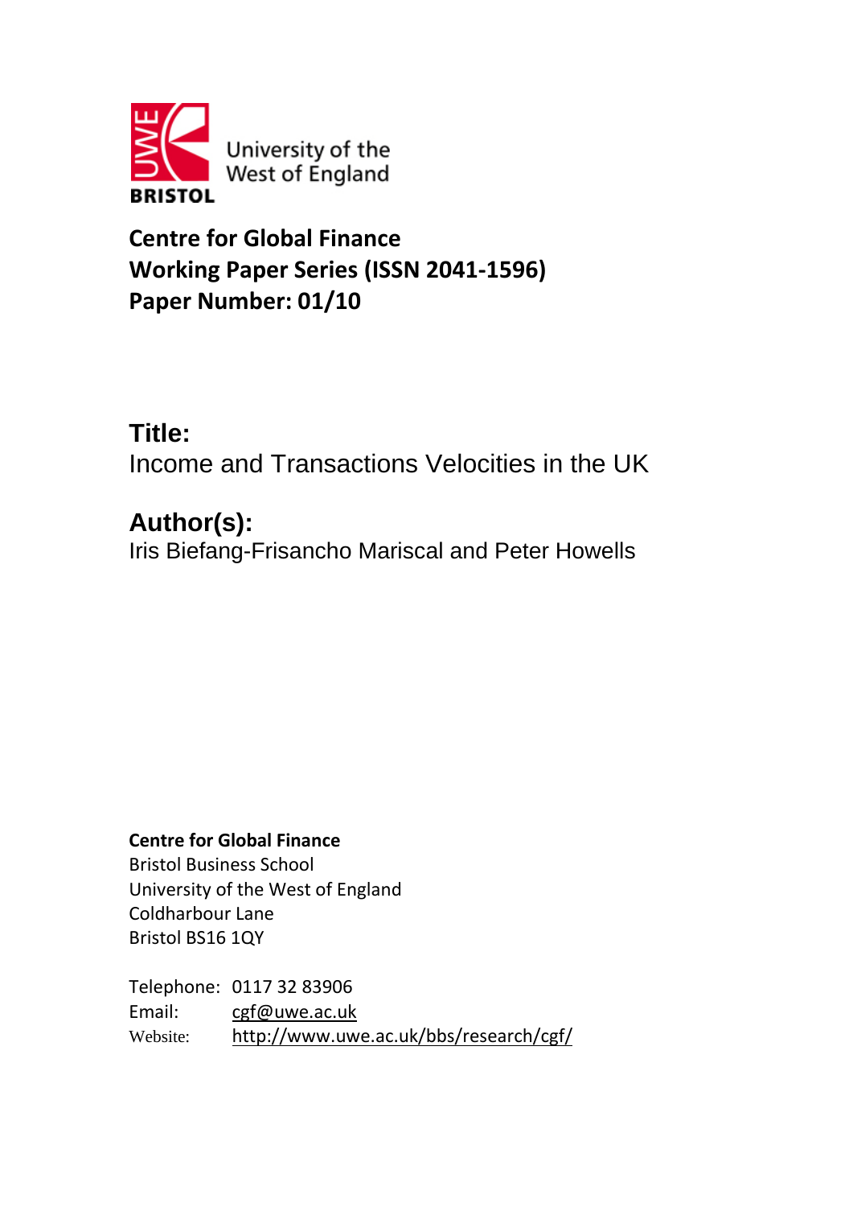University of the West of England

BRISTOL

**Centre for Global Finance**
**Working Paper Series (ISSN 2041-1596)**
**Paper Number: 01/10**

## Title:

Income and Transactions Velocities in the UK

## Author(s):

Iris Biefang-Frisancho Mariscal and Peter Howells

**Centre for Global Finance**
Bristol Business School
University of the West of England
Coldharbour Lane
Bristol BS16 1QY

Telephone: 0117 32 83906
Email: cgf@uwe.ac.uk
Website: http://www.uwe.ac.uk/bbs/research/cgf/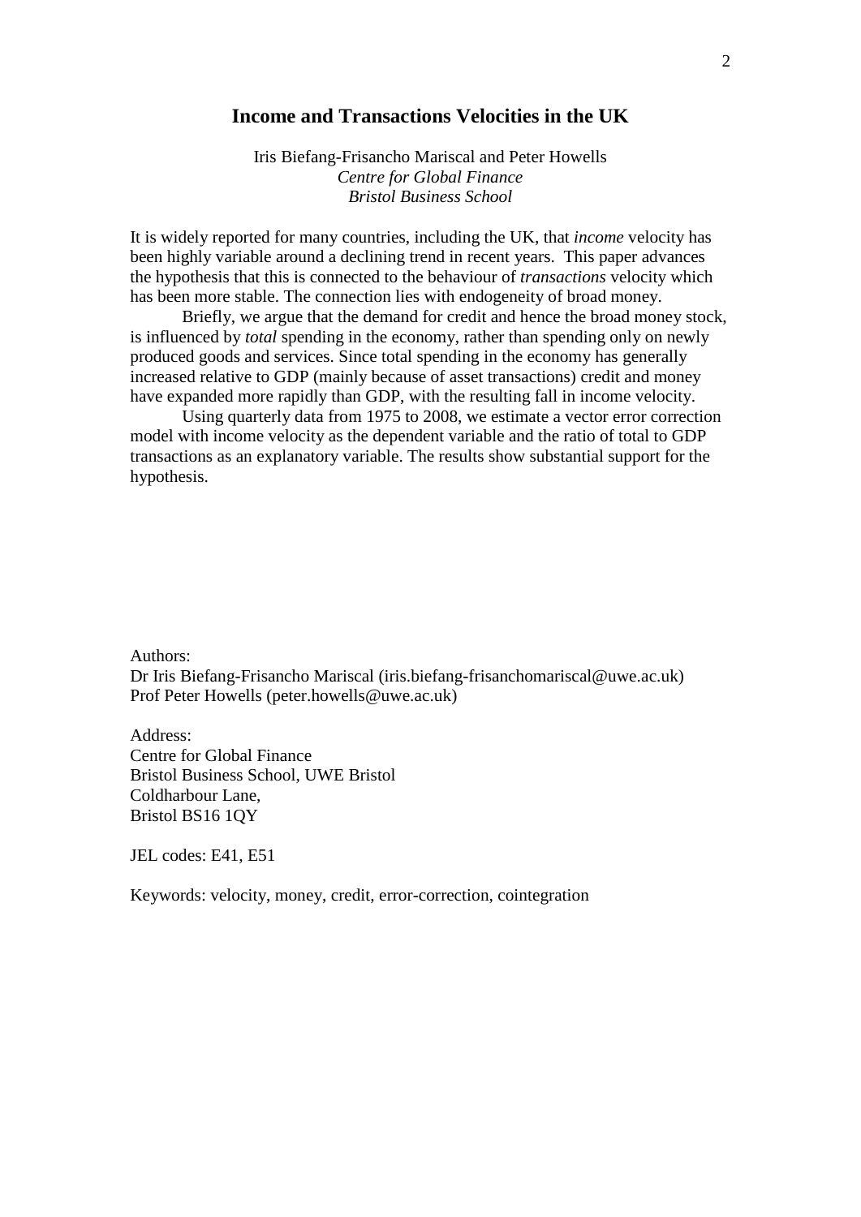# Income and Transactions Velocities in the UK

Iris Biefang-Frisancho Mariscal and Peter Howells
*Centre for Global Finance*
*Bristol Business School*

It is widely reported for many countries, including the UK, that *income* velocity has been highly variable around a declining trend in recent years. This paper advances the hypothesis that this is connected to the behaviour of *transactions* velocity which has been more stable. The connection lies with endogeneity of broad money.

Briefly, we argue that the demand for credit and hence the broad money stock, is influenced by *total* spending in the economy, rather than spending only on newly produced goods and services. Since total spending in the economy has generally increased relative to GDP (mainly because of asset transactions) credit and money have expanded more rapidly than GDP, with the resulting fall in income velocity.

Using quarterly data from 1975 to 2008, we estimate a vector error correction model with income velocity as the dependent variable and the ratio of total to GDP transactions as an explanatory variable. The results show substantial support for the hypothesis.

Authors:
Dr Iris Biefang-Frisancho Mariscal (iris.biefang-frisanchomariscal@uwe.ac.uk)
Prof Peter Howells (peter.howells@uwe.ac.uk)

Address:
Centre for Global Finance
Bristol Business School, UWE Bristol
Coldharbour Lane,
Bristol BS16 1QY

JEL codes: E41, E51

Keywords: velocity, money, credit, error-correction, cointegration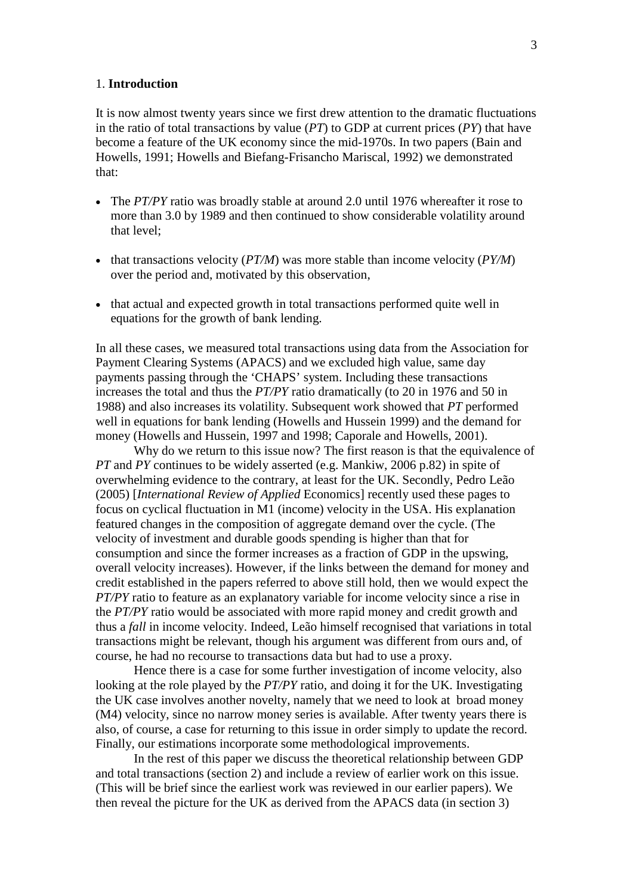## 1. **Introduction**

It is now almost twenty years since we first drew attention to the dramatic fluctuations in the ratio of total transactions by value (*PT*) to GDP at current prices (*PY*) that have become a feature of the UK economy since the mid-1970s. In two papers (Bain and Howells, 1991; Howells and Biefang-Frisancho Mariscal, 1992) we demonstrated that:

- The *PT/PY* ratio was broadly stable at around 2.0 until 1976 whereafter it rose to more than 3.0 by 1989 and then continued to show considerable volatility around that level;
- that transactions velocity (*PT/M*) was more stable than income velocity (*PY/M*) over the period and, motivated by this observation,
- that actual and expected growth in total transactions performed quite well in equations for the growth of bank lending.

In all these cases, we measured total transactions using data from the Association for Payment Clearing Systems (APACS) and we excluded high value, same day payments passing through the 'CHAPS' system. Including these transactions increases the total and thus the *PT/PY* ratio dramatically (to 20 in 1976 and 50 in 1988) and also increases its volatility. Subsequent work showed that *PT* performed well in equations for bank lending (Howells and Hussein 1999) and the demand for money (Howells and Hussein, 1997 and 1998; Caporale and Howells, 2001).

Why do we return to this issue now? The first reason is that the equivalence of *PT* and *PY* continues to be widely asserted (e.g. Mankiw, 2006 p.82) in spite of overwhelming evidence to the contrary, at least for the UK. Secondly, Pedro Leão (2005) [*International Review of Applied* Economics] recently used these pages to focus on cyclical fluctuation in M1 (income) velocity in the USA. His explanation featured changes in the composition of aggregate demand over the cycle. (The velocity of investment and durable goods spending is higher than that for consumption and since the former increases as a fraction of GDP in the upswing, overall velocity increases). However, if the links between the demand for money and credit established in the papers referred to above still hold, then we would expect the *PT/PY* ratio to feature as an explanatory variable for income velocity since a rise in the *PT/PY* ratio would be associated with more rapid money and credit growth and thus a *fall* in income velocity. Indeed, Leão himself recognised that variations in total transactions might be relevant, though his argument was different from ours and, of course, he had no recourse to transactions data but had to use a proxy.

Hence there is a case for some further investigation of income velocity, also looking at the role played by the *PT/PY* ratio, and doing it for the UK. Investigating the UK case involves another novelty, namely that we need to look at broad money (M4) velocity, since no narrow money series is available. After twenty years there is also, of course, a case for returning to this issue in order simply to update the record. Finally, our estimations incorporate some methodological improvements.

In the rest of this paper we discuss the theoretical relationship between GDP and total transactions (section 2) and include a review of earlier work on this issue. (This will be brief since the earliest work was reviewed in our earlier papers). We then reveal the picture for the UK as derived from the APACS data (in section 3)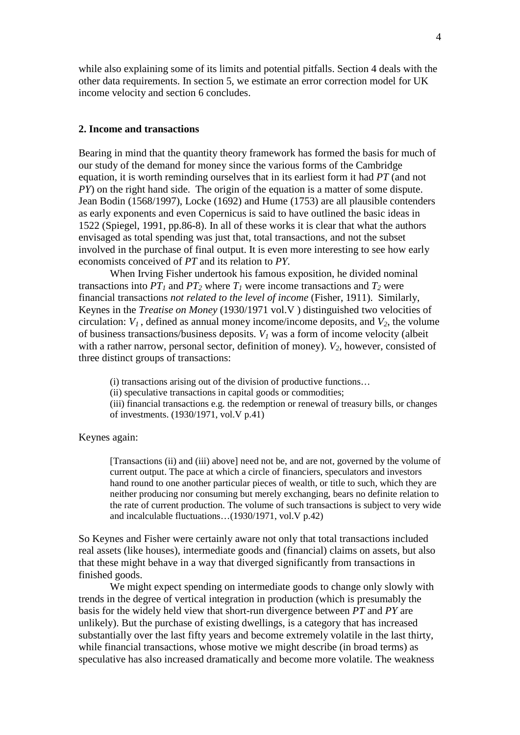while also explaining some of its limits and potential pitfalls. Section 4 deals with the other data requirements. In section 5, we estimate an error correction model for UK income velocity and section 6 concludes.

## 2. Income and transactions

Bearing in mind that the quantity theory framework has formed the basis for much of our study of the demand for money since the various forms of the Cambridge equation, it is worth reminding ourselves that in its earliest form it had $PT$ (and not $PY$) on the right hand side. The origin of the equation is a matter of some dispute. Jean Bodin (1568/1997), Locke (1692) and Hume (1753) are all plausible contenders as early exponents and even Copernicus is said to have outlined the basic ideas in 1522 (Spiegel, 1991, pp.86-8). In all of these works it is clear that what the authors envisaged as total spending was just that, total transactions, and not the subset involved in the purchase of final output. It is even more interesting to see how early economists conceived of $PT$ and its relation to $PY$.

When Irving Fisher undertook his famous exposition, he divided nominal transactions into $PT_1$ and $PT_2$ where $T_1$ were income transactions and $T_2$ were financial transactions *not related to the level of income* (Fisher, 1911). Similarly, Keynes in the *Treatise on Money* (1930/1971 vol.V ) distinguished two velocities of circulation: $V_1$ , defined as annual money income/income deposits, and $V_2$, the volume of business transactions/business deposits. $V_1$ was a form of income velocity (albeit with a rather narrow, personal sector, definition of money). $V_2$, however, consisted of three distinct groups of transactions:

> (i) transactions arising out of the division of productive functions…
> (ii) speculative transactions in capital goods or commodities;
> (iii) financial transactions e.g. the redemption or renewal of treasury bills, or changes of investments. (1930/1971, vol.V p.41)

Keynes again:

> [Transactions (ii) and (iii) above] need not be, and are not, governed by the volume of current output. The pace at which a circle of financiers, speculators and investors hand round to one another particular pieces of wealth, or title to such, which they are neither producing nor consuming but merely exchanging, bears no definite relation to the rate of current production. The volume of such transactions is subject to very wide and incalculable fluctuations…(1930/1971, vol.V p.42)

So Keynes and Fisher were certainly aware not only that total transactions included real assets (like houses), intermediate goods and (financial) claims on assets, but also that these might behave in a way that diverged significantly from transactions in finished goods.

We might expect spending on intermediate goods to change only slowly with trends in the degree of vertical integration in production (which is presumably the basis for the widely held view that short-run divergence between $PT$ and $PY$ are unlikely). But the purchase of existing dwellings, is a category that has increased substantially over the last fifty years and become extremely volatile in the last thirty, while financial transactions, whose motive we might describe (in broad terms) as speculative has also increased dramatically and become more volatile. The weakness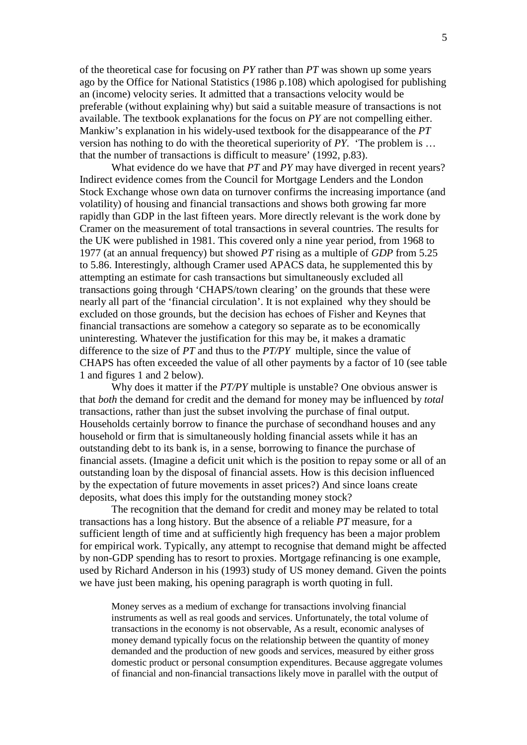of the theoretical case for focusing on *PY* rather than *PT* was shown up some years ago by the Office for National Statistics (1986 p.108) which apologised for publishing an (income) velocity series. It admitted that a transactions velocity would be preferable (without explaining why) but said a suitable measure of transactions is not available. The textbook explanations for the focus on *PY* are not compelling either. Mankiw's explanation in his widely-used textbook for the disappearance of the *PT* version has nothing to do with the theoretical superiority of *PY*. 'The problem is … that the number of transactions is difficult to measure' (1992, p.83).

What evidence do we have that *PT* and *PY* may have diverged in recent years? Indirect evidence comes from the Council for Mortgage Lenders and the London Stock Exchange whose own data on turnover confirms the increasing importance (and volatility) of housing and financial transactions and shows both growing far more rapidly than GDP in the last fifteen years. More directly relevant is the work done by Cramer on the measurement of total transactions in several countries. The results for the UK were published in 1981. This covered only a nine year period, from 1968 to 1977 (at an annual frequency) but showed *PT* rising as a multiple of *GDP* from 5.25 to 5.86. Interestingly, although Cramer used APACS data, he supplemented this by attempting an estimate for cash transactions but simultaneously excluded all transactions going through 'CHAPS/town clearing' on the grounds that these were nearly all part of the 'financial circulation'. It is not explained why they should be excluded on those grounds, but the decision has echoes of Fisher and Keynes that financial transactions are somehow a category so separate as to be economically uninteresting. Whatever the justification for this may be, it makes a dramatic difference to the size of *PT* and thus to the *PT/PY* multiple, since the value of CHAPS has often exceeded the value of all other payments by a factor of 10 (see table 1 and figures 1 and 2 below).

Why does it matter if the *PT/PY* multiple is unstable? One obvious answer is that *both* the demand for credit and the demand for money may be influenced by *total* transactions, rather than just the subset involving the purchase of final output. Households certainly borrow to finance the purchase of secondhand houses and any household or firm that is simultaneously holding financial assets while it has an outstanding debt to its bank is, in a sense, borrowing to finance the purchase of financial assets. (Imagine a deficit unit which is the position to repay some or all of an outstanding loan by the disposal of financial assets. How is this decision influenced by the expectation of future movements in asset prices?) And since loans create deposits, what does this imply for the outstanding money stock?

The recognition that the demand for credit and money may be related to total transactions has a long history. But the absence of a reliable *PT* measure, for a sufficient length of time and at sufficiently high frequency has been a major problem for empirical work. Typically, any attempt to recognise that demand might be affected by non-GDP spending has to resort to proxies. Mortgage refinancing is one example, used by Richard Anderson in his (1993) study of US money demand. Given the points we have just been making, his opening paragraph is worth quoting in full.

> Money serves as a medium of exchange for transactions involving financial instruments as well as real goods and services. Unfortunately, the total volume of transactions in the economy is not observable, As a result, economic analyses of money demand typically focus on the relationship between the quantity of money demanded and the production of new goods and services, measured by either gross domestic product or personal consumption expenditures. Because aggregate volumes of financial and non-financial transactions likely move in parallel with the output of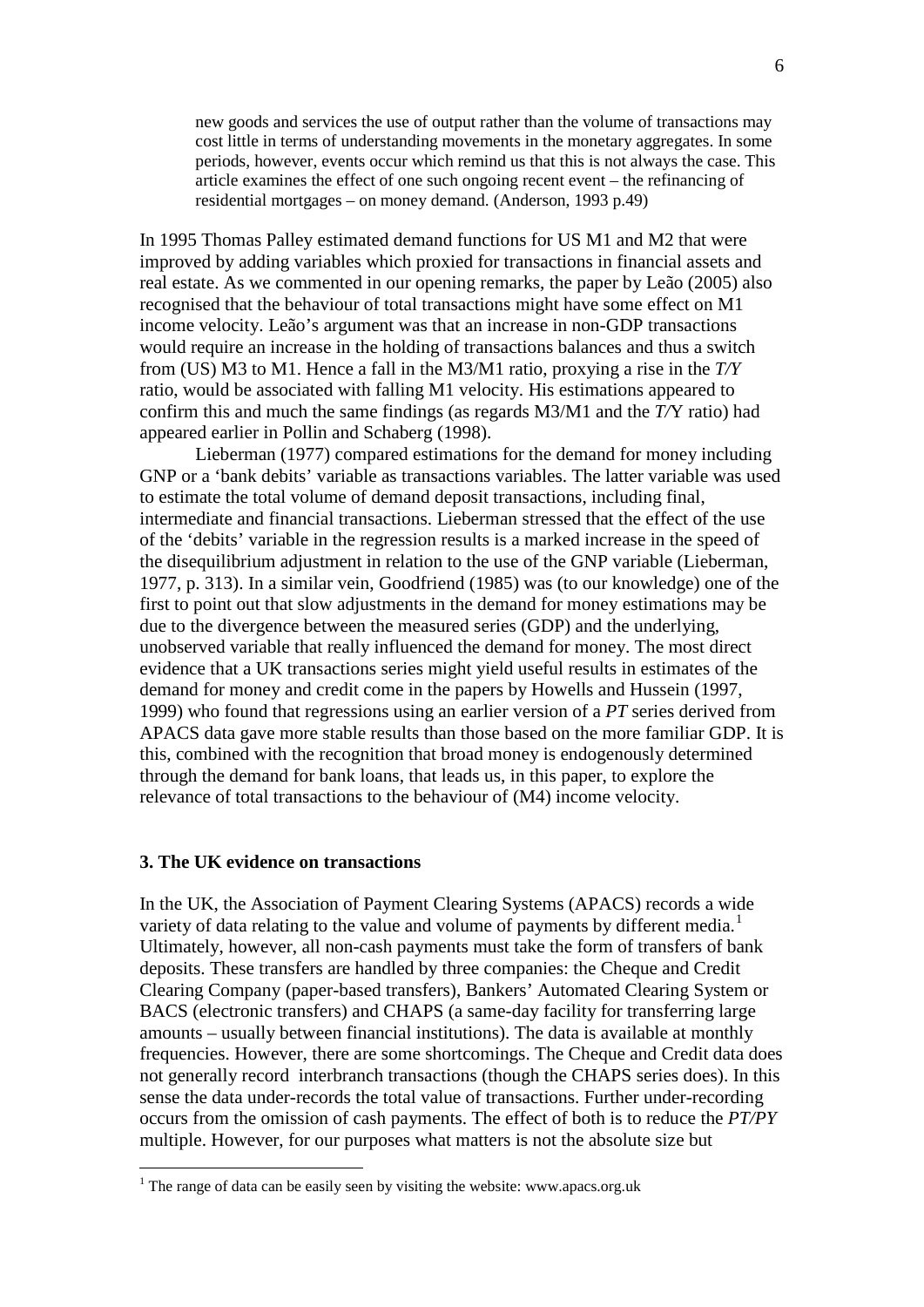> new goods and services the use of output rather than the volume of transactions may cost little in terms of understanding movements in the monetary aggregates. In some periods, however, events occur which remind us that this is not always the case. This article examines the effect of one such ongoing recent event – the refinancing of residential mortgages – on money demand. (Anderson, 1993 p.49)

In 1995 Thomas Palley estimated demand functions for US M1 and M2 that were improved by adding variables which proxied for transactions in financial assets and real estate. As we commented in our opening remarks, the paper by Leão (2005) also recognised that the behaviour of total transactions might have some effect on M1 income velocity. Leão's argument was that an increase in non-GDP transactions would require an increase in the holding of transactions balances and thus a switch from (US) M3 to M1. Hence a fall in the M3/M1 ratio, proxying a rise in the *T/Y* ratio, would be associated with falling M1 velocity. His estimations appeared to confirm this and much the same findings (as regards M3/M1 and the *T/*Y ratio) had appeared earlier in Pollin and Schaberg (1998).

Lieberman (1977) compared estimations for the demand for money including GNP or a 'bank debits' variable as transactions variables. The latter variable was used to estimate the total volume of demand deposit transactions, including final, intermediate and financial transactions. Lieberman stressed that the effect of the use of the 'debits' variable in the regression results is a marked increase in the speed of the disequilibrium adjustment in relation to the use of the GNP variable (Lieberman, 1977, p. 313). In a similar vein, Goodfriend (1985) was (to our knowledge) one of the first to point out that slow adjustments in the demand for money estimations may be due to the divergence between the measured series (GDP) and the underlying, unobserved variable that really influenced the demand for money. The most direct evidence that a UK transactions series might yield useful results in estimates of the demand for money and credit come in the papers by Howells and Hussein (1997, 1999) who found that regressions using an earlier version of a *PT* series derived from APACS data gave more stable results than those based on the more familiar GDP. It is this, combined with the recognition that broad money is endogenously determined through the demand for bank loans, that leads us, in this paper, to explore the relevance of total transactions to the behaviour of (M4) income velocity.

### 3. The UK evidence on transactions

In the UK, the Association of Payment Clearing Systems (APACS) records a wide variety of data relating to the value and volume of payments by different media.[1] Ultimately, however, all non-cash payments must take the form of transfers of bank deposits. These transfers are handled by three companies: the Cheque and Credit Clearing Company (paper-based transfers), Bankers' Automated Clearing System or BACS (electronic transfers) and CHAPS (a same-day facility for transferring large amounts – usually between financial institutions). The data is available at monthly frequencies. However, there are some shortcomings. The Cheque and Credit data does not generally record interbranch transactions (though the CHAPS series does). In this sense the data under-records the total value of transactions. Further under-recording occurs from the omission of cash payments. The effect of both is to reduce the *PT/PY* multiple. However, for our purposes what matters is not the absolute size but

[1] The range of data can be easily seen by visiting the website: www.apacs.org.uk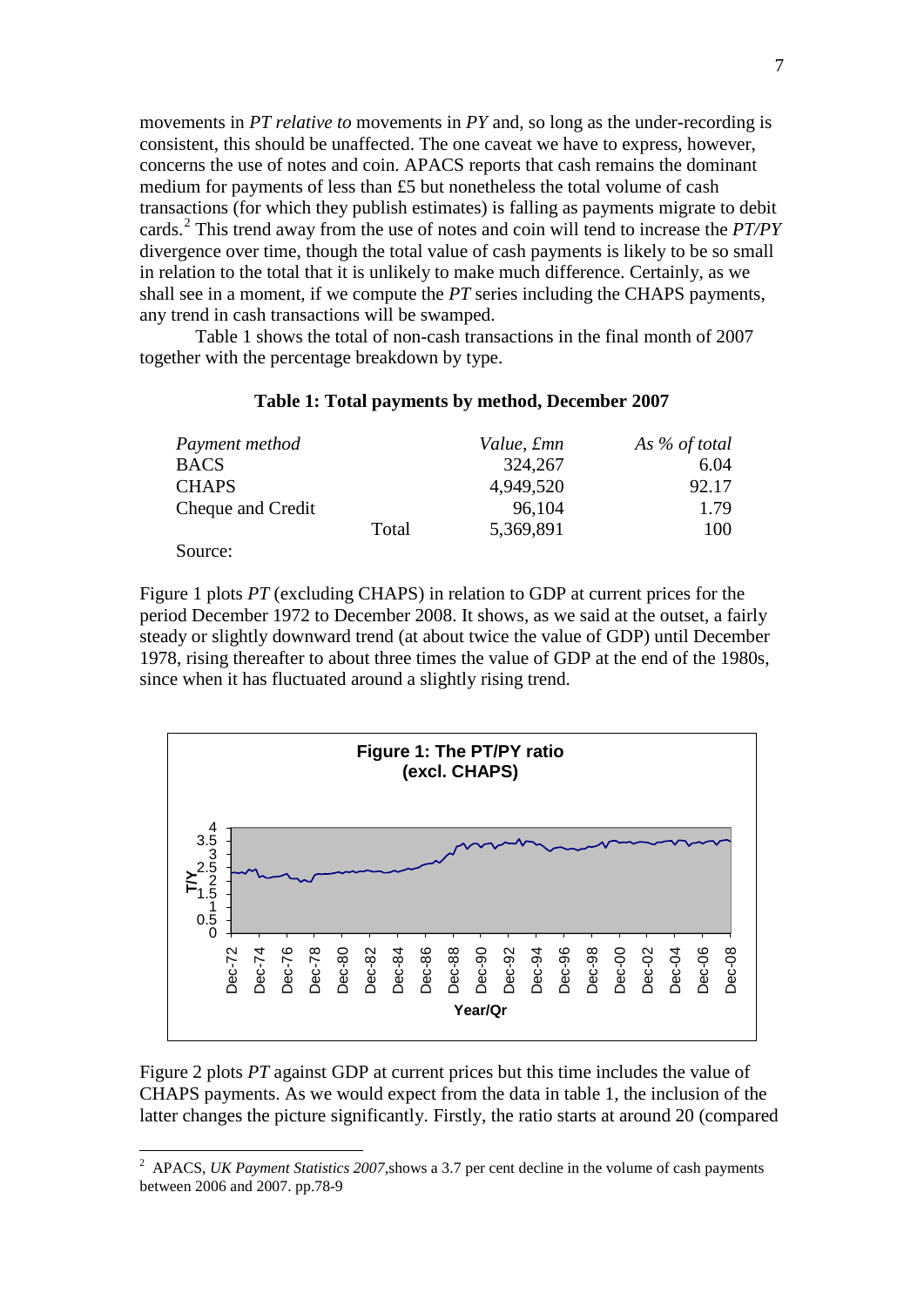movements in *PT relative to* movements in *PY* and, so long as the under-recording is consistent, this should be unaffected. The one caveat we have to express, however, concerns the use of notes and coin. APACS reports that cash remains the dominant medium for payments of less than £5 but nonetheless the total volume of cash transactions (for which they publish estimates) is falling as payments migrate to debit cards.[2] This trend away from the use of notes and coin will tend to increase the *PT/PY* divergence over time, though the total value of cash payments is likely to be so small in relation to the total that it is unlikely to make much difference. Certainly, as we shall see in a moment, if we compute the *PT* series including the CHAPS payments, any trend in cash transactions will be swamped.

Table 1 shows the total of non-cash transactions in the final month of 2007 together with the percentage breakdown by type.

**Table 1: Total payments by method, December 2007**

| *Payment method* | | *Value, £mn* | *As % of total* |
|---|---|---|---|
| BACS | | 324,267 | 6.04 |
| CHAPS | | 4,949,520 | 92.17 |
| Cheque and Credit | | 96,104 | 1.79 |
| | Total | 5,369,891 | 100 |

Source:

Figure 1 plots *PT* (excluding CHAPS) in relation to GDP at current prices for the period December 1972 to December 2008. It shows, as we said at the outset, a fairly steady or slightly downward trend (at about twice the value of GDP) until December 1978, rising thereafter to about three times the value of GDP at the end of the 1980s, since when it has fluctuated around a slightly rising trend.

**Figure 1: The PT/PY ratio (excl. CHAPS)**

Figure 2 plots *PT* against GDP at current prices but this time includes the value of CHAPS payments. As we would expect from the data in table 1, the inclusion of the latter changes the picture significantly. Firstly, the ratio starts at around 20 (compared

---

[2] APACS, *UK Payment Statistics 2007*,shows a 3.7 per cent decline in the volume of cash payments between 2006 and 2007. pp.78-9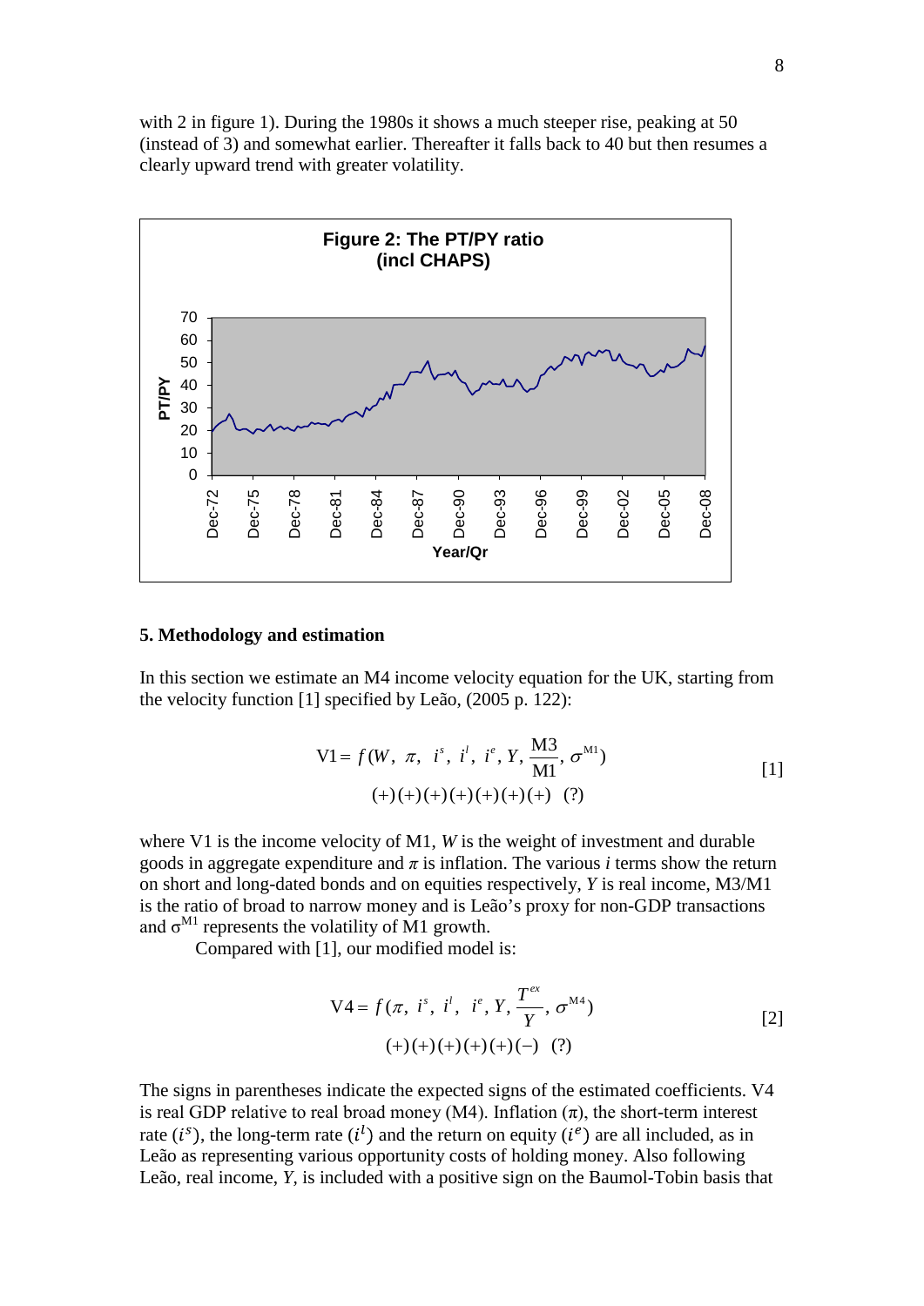with 2 in figure 1). During the 1980s it shows a much steeper rise, peaking at 50 (instead of 3) and somewhat earlier. Thereafter it falls back to 40 but then resumes a clearly upward trend with greater volatility.

**Figure 2: The PT/PY ratio (incl CHAPS)**

## 5. Methodology and estimation

In this section we estimate an M4 income velocity equation for the UK, starting from the velocity function [1] specified by Leão, (2005 p. 122):

$$\text{V1} = f(W,\ \pi,\ i^s,\ i^l,\ i^e,\ Y,\ \frac{\text{M3}}{\text{M1}},\ \sigma^{\text{M1}}) \quad [1]$$
$$(+)(+)(+)(+)(+)(+)(+)\ \ (?)$$

where V1 is the income velocity of M1, *W* is the weight of investment and durable goods in aggregate expenditure and $\pi$ is inflation. The various *i* terms show the return on short and long-dated bonds and on equities respectively, *Y* is real income, M3/M1 is the ratio of broad to narrow money and is Leão's proxy for non-GDP transactions and $\sigma^{\text{M1}}$ represents the volatility of M1 growth.

Compared with [1], our modified model is:

$$\text{V4} = f(\pi,\ i^s,\ i^l,\ i^e,\ Y,\ \frac{T^{ex}}{Y},\ \sigma^{\text{M4}}) \quad [2]$$
$$(+)(+)(+)(+)(+)(-)\ \ (?)$$

The signs in parentheses indicate the expected signs of the estimated coefficients. V4 is real GDP relative to real broad money (M4). Inflation ($\pi$), the short-term interest rate ($i^s$), the long-term rate ($i^l$) and the return on equity ($i^e$) are all included, as in Leão as representing various opportunity costs of holding money. Also following Leão, real income, *Y*, is included with a positive sign on the Baumol-Tobin basis that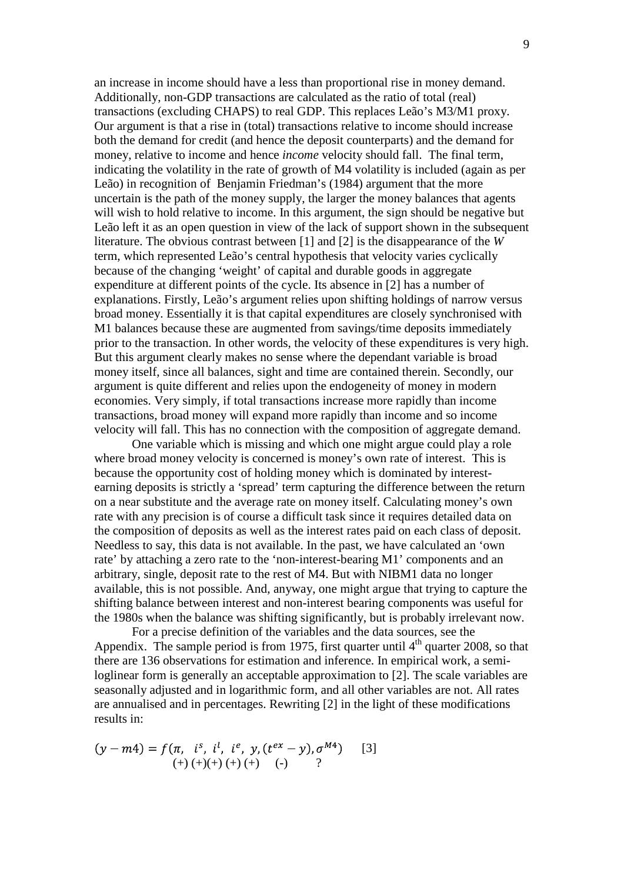an increase in income should have a less than proportional rise in money demand. Additionally, non-GDP transactions are calculated as the ratio of total (real) transactions (excluding CHAPS) to real GDP. This replaces Leão's M3/M1 proxy. Our argument is that a rise in (total) transactions relative to income should increase both the demand for credit (and hence the deposit counterparts) and the demand for money, relative to income and hence *income* velocity should fall. The final term, indicating the volatility in the rate of growth of M4 volatility is included (again as per Leão) in recognition of Benjamin Friedman's (1984) argument that the more uncertain is the path of the money supply, the larger the money balances that agents will wish to hold relative to income. In this argument, the sign should be negative but Leão left it as an open question in view of the lack of support shown in the subsequent literature. The obvious contrast between [1] and [2] is the disappearance of the *W* term, which represented Leão's central hypothesis that velocity varies cyclically because of the changing 'weight' of capital and durable goods in aggregate expenditure at different points of the cycle. Its absence in [2] has a number of explanations. Firstly, Leão's argument relies upon shifting holdings of narrow versus broad money. Essentially it is that capital expenditures are closely synchronised with M1 balances because these are augmented from savings/time deposits immediately prior to the transaction. In other words, the velocity of these expenditures is very high. But this argument clearly makes no sense where the dependant variable is broad money itself, since all balances, sight and time are contained therein. Secondly, our argument is quite different and relies upon the endogeneity of money in modern economies. Very simply, if total transactions increase more rapidly than income transactions, broad money will expand more rapidly than income and so income velocity will fall. This has no connection with the composition of aggregate demand.

One variable which is missing and which one might argue could play a role where broad money velocity is concerned is money's own rate of interest. This is because the opportunity cost of holding money which is dominated by interest-earning deposits is strictly a 'spread' term capturing the difference between the return on a near substitute and the average rate on money itself. Calculating money's own rate with any precision is of course a difficult task since it requires detailed data on the composition of deposits as well as the interest rates paid on each class of deposit. Needless to say, this data is not available. In the past, we have calculated an 'own rate' by attaching a zero rate to the 'non-interest-bearing M1' components and an arbitrary, single, deposit rate to the rest of M4. But with NIBM1 data no longer available, this is not possible. And, anyway, one might argue that trying to capture the shifting balance between interest and non-interest bearing components was useful for the 1980s when the balance was shifting significantly, but is probably irrelevant now.

For a precise definition of the variables and the data sources, see the Appendix. The sample period is from 1975, first quarter until 4th quarter 2008, so that there are 136 observations for estimation and inference. In empirical work, a semi-loglinear form is generally an acceptable approximation to [2]. The scale variables are seasonally adjusted and in logarithmic form, and all other variables are not. All rates are annualised and in percentages. Rewriting [2] in the light of these modifications results in:

$$(y - m4) = f(\underset{(+)}{\pi},\ \underset{(+)}{i^s},\ \underset{(+)}{i^l},\ \underset{(+)}{i^e},\ \underset{(+)}{y},\ \underset{(-)}{(t^{ex} - y)},\ \underset{?}{\sigma^{M4}}) \qquad [3]$$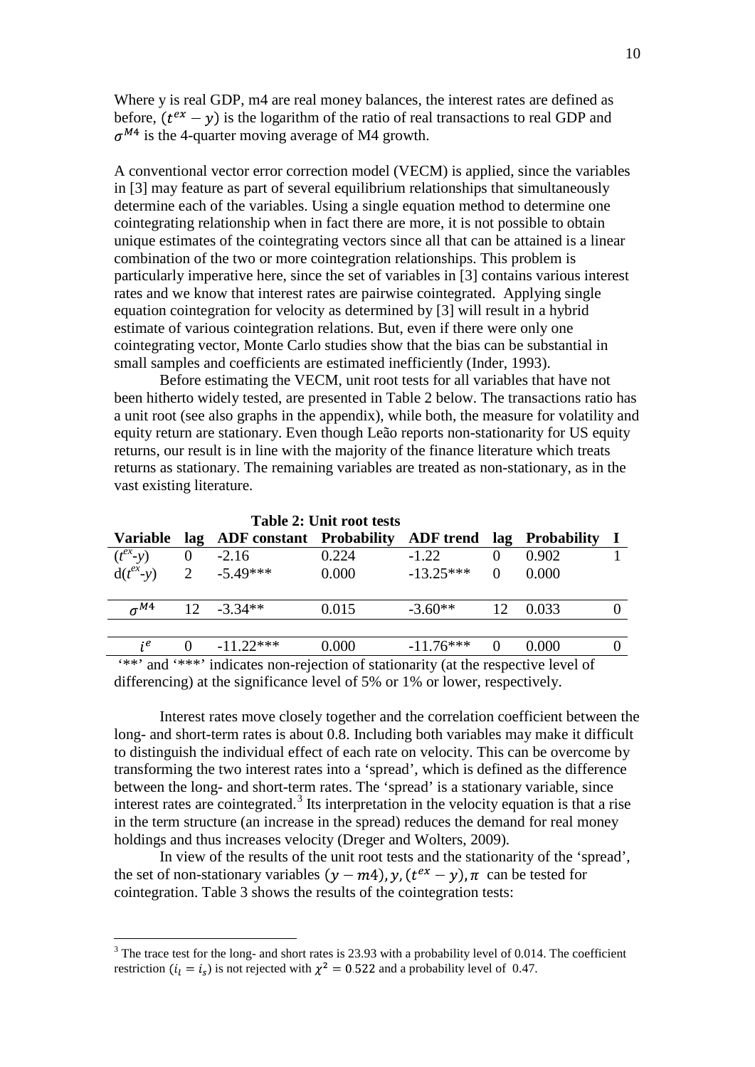Where y is real GDP, m4 are real money balances, the interest rates are defined as before, $(t^{ex} - y)$ is the logarithm of the ratio of real transactions to real GDP and $\sigma^{M4}$ is the 4-quarter moving average of M4 growth.

A conventional vector error correction model (VECM) is applied, since the variables in [3] may feature as part of several equilibrium relationships that simultaneously determine each of the variables. Using a single equation method to determine one cointegrating relationship when in fact there are more, it is not possible to obtain unique estimates of the cointegrating vectors since all that can be attained is a linear combination of the two or more cointegration relationships. This problem is particularly imperative here, since the set of variables in [3] contains various interest rates and we know that interest rates are pairwise cointegrated. Applying single equation cointegration for velocity as determined by [3] will result in a hybrid estimate of various cointegration relations. But, even if there were only one cointegrating vector, Monte Carlo studies show that the bias can be substantial in small samples and coefficients are estimated inefficiently (Inder, 1993).

Before estimating the VECM, unit root tests for all variables that have not been hitherto widely tested, are presented in Table 2 below. The transactions ratio has a unit root (see also graphs in the appendix), while both, the measure for volatility and equity return are stationary. Even though Leão reports non-stationarity for US equity returns, our result is in line with the majority of the finance literature which treats returns as stationary. The remaining variables are treated as non-stationary, as in the vast existing literature.

**Table 2: Unit root tests**

| Variable | lag | ADF constant | Probability | ADF trend | lag | Probability | I |
|---|---|---|---|---|---|---|---|
| $(t^{ex}-y)$ | 0 | -2.16 | 0.224 | -1.22 | 0 | 0.902 | 1 |
| $d(t^{ex}-y)$ | 2 | -5.49*** | 0.000 | -13.25*** | 0 | 0.000 | |
| $\sigma^{M4}$ | 12 | -3.34** | 0.015 | -3.60** | 12 | 0.033 | 0 |
| $i^e$ | 0 | -11.22*** | 0.000 | -11.76*** | 0 | 0.000 | 0 |

'**' and '***' indicates non-rejection of stationarity (at the respective level of differencing) at the significance level of 5% or 1% or lower, respectively.

Interest rates move closely together and the correlation coefficient between the long- and short-term rates is about 0.8. Including both variables may make it difficult to distinguish the individual effect of each rate on velocity. This can be overcome by transforming the two interest rates into a 'spread', which is defined as the difference between the long- and short-term rates. The 'spread' is a stationary variable, since interest rates are cointegrated.[3] Its interpretation in the velocity equation is that a rise in the term structure (an increase in the spread) reduces the demand for real money holdings and thus increases velocity (Dreger and Wolters, 2009).

In view of the results of the unit root tests and the stationarity of the 'spread', the set of non-stationary variables $(y - m4), y, (t^{ex} - y), \pi$ can be tested for cointegration. Table 3 shows the results of the cointegration tests:

[3] The trace test for the long- and short rates is 23.93 with a probability level of 0.014. The coefficient restriction ($i_l = i_s$) is not rejected with $\chi^2 = 0.522$ and a probability level of 0.47.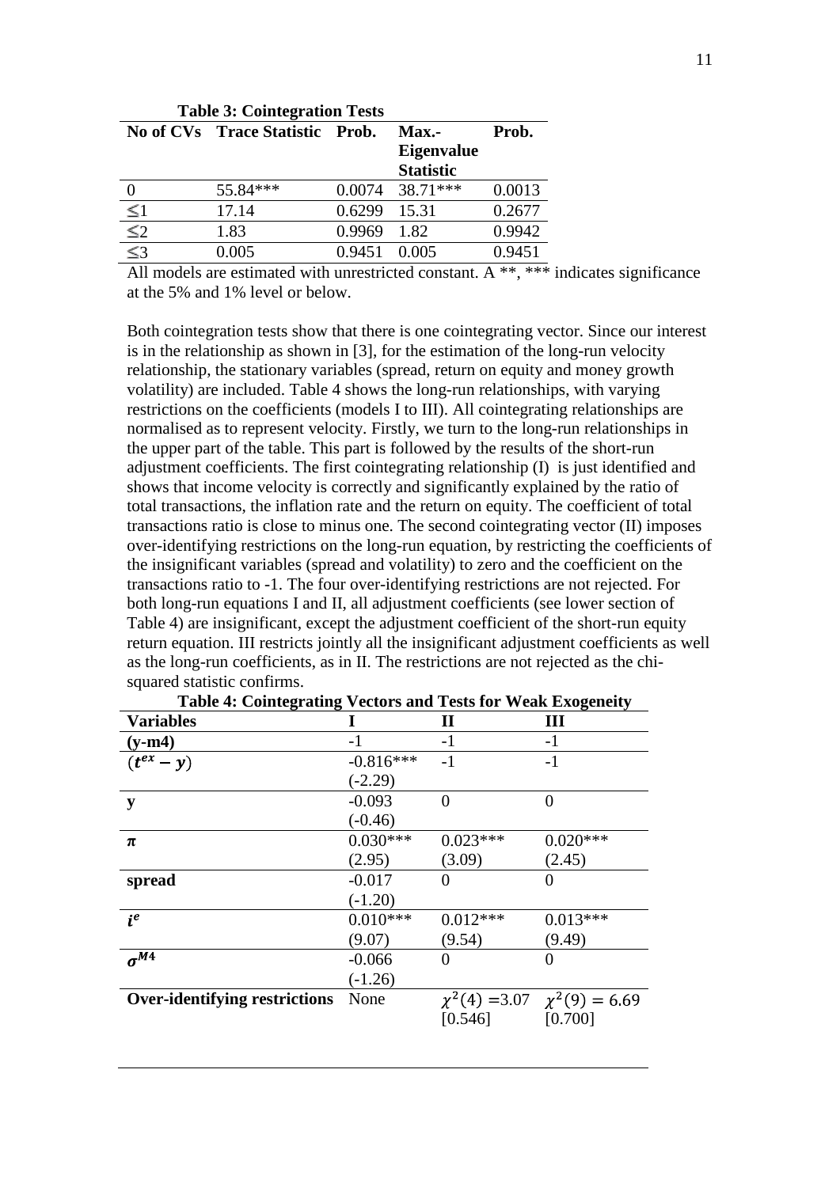**Table 3: Cointegration Tests**

| No of CVs | Trace Statistic | Prob. | Max.-Eigenvalue Statistic | Prob. |
|---|---|---|---|---|
| 0 | 55.84*** | 0.0074 | 38.71*** | 0.0013 |
| ≤1 | 17.14 | 0.6299 | 15.31 | 0.2677 |
| ≤2 | 1.83 | 0.9969 | 1.82 | 0.9942 |
| ≤3 | 0.005 | 0.9451 | 0.005 | 0.9451 |

All models are estimated with unrestricted constant. A **, *** indicates significance at the 5% and 1% level or below.

Both cointegration tests show that there is one cointegrating vector. Since our interest is in the relationship as shown in [3], for the estimation of the long-run velocity relationship, the stationary variables (spread, return on equity and money growth volatility) are included. Table 4 shows the long-run relationships, with varying restrictions on the coefficients (models I to III). All cointegrating relationships are normalised as to represent velocity. Firstly, we turn to the long-run relationships in the upper part of the table. This part is followed by the results of the short-run adjustment coefficients. The first cointegrating relationship (I) is just identified and shows that income velocity is correctly and significantly explained by the ratio of total transactions, the inflation rate and the return on equity. The coefficient of total transactions ratio is close to minus one. The second cointegrating vector (II) imposes over-identifying restrictions on the long-run equation, by restricting the coefficients of the insignificant variables (spread and volatility) to zero and the coefficient on the transactions ratio to -1. The four over-identifying restrictions are not rejected. For both long-run equations I and II, all adjustment coefficients (see lower section of Table 4) are insignificant, except the adjustment coefficient of the short-run equity return equation. III restricts jointly all the insignificant adjustment coefficients as well as the long-run coefficients, as in II. The restrictions are not rejected as the chi-squared statistic confirms.

**Table 4: Cointegrating Vectors and Tests for Weak Exogeneity**

| Variables | I | II | III |
|---|---|---|---|
| **(y-m4)** | -1 | -1 | -1 |
| $(t^{ex} - y)$ | -0.816*** (-2.29) | -1 | -1 |
| **y** | -0.093 (-0.46) | 0 | 0 |
| $\pi$ | 0.030*** (2.95) | 0.023*** (3.09) | 0.020*** (2.45) |
| **spread** | -0.017 (-1.20) | 0 | 0 |
| $i^e$ | 0.010*** (9.07) | 0.012*** (9.54) | 0.013*** (9.49) |
| $\sigma^{M4}$ | -0.066 (-1.26) | 0 | 0 |
| **Over-identifying restrictions** | None | $\chi^2(4) = 3.07$ [0.546] | $\chi^2(9) = 6.69$ [0.700] |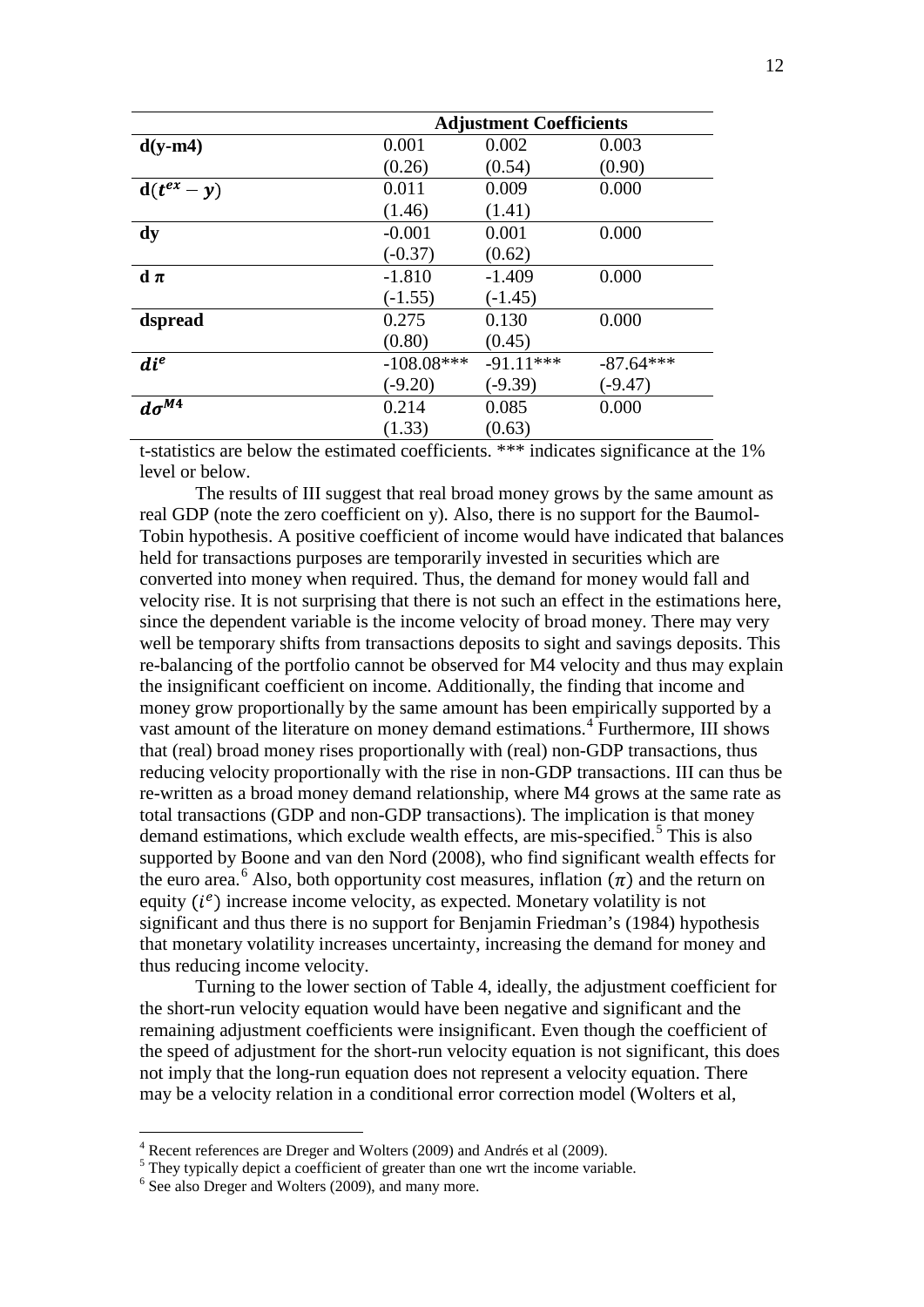| | Adjustment Coefficients | | |
|---|---|---|---|
| **d(y-m4)** | 0.001 | 0.002 | 0.003 |
| | (0.26) | (0.54) | (0.90) |
| **d($t^{ex} - y$)** | 0.011 | 0.009 | 0.000 |
| | (1.46) | (1.41) | |
| **dy** | -0.001 | 0.001 | 0.000 |
| | (-0.37) | (0.62) | |
| **d $\pi$** | -1.810 | -1.409 | 0.000 |
| | (-1.55) | (-1.45) | |
| **dspread** | 0.275 | 0.130 | 0.000 |
| | (0.80) | (0.45) | |
| $di^e$ | -108.08*** | -91.11*** | -87.64*** |
| | (-9.20) | (-9.39) | (-9.47) |
| $d\sigma^{M4}$ | 0.214 | 0.085 | 0.000 |
| | (1.33) | (0.63) | |

t-statistics are below the estimated coefficients. *** indicates significance at the 1% level or below.

The results of III suggest that real broad money grows by the same amount as real GDP (note the zero coefficient on y). Also, there is no support for the Baumol-Tobin hypothesis. A positive coefficient of income would have indicated that balances held for transactions purposes are temporarily invested in securities which are converted into money when required. Thus, the demand for money would fall and velocity rise. It is not surprising that there is not such an effect in the estimations here, since the dependent variable is the income velocity of broad money. There may very well be temporary shifts from transactions deposits to sight and savings deposits. This re-balancing of the portfolio cannot be observed for M4 velocity and thus may explain the insignificant coefficient on income. Additionally, the finding that income and money grow proportionally by the same amount has been empirically supported by a vast amount of the literature on money demand estimations.[4] Furthermore, III shows that (real) broad money rises proportionally with (real) non-GDP transactions, thus reducing velocity proportionally with the rise in non-GDP transactions. III can thus be re-written as a broad money demand relationship, where M4 grows at the same rate as total transactions (GDP and non-GDP transactions). The implication is that money demand estimations, which exclude wealth effects, are mis-specified.[5] This is also supported by Boone and van den Nord (2008), who find significant wealth effects for the euro area.[6] Also, both opportunity cost measures, inflation ($\pi$) and the return on equity ($i^e$) increase income velocity, as expected. Monetary volatility is not significant and thus there is no support for Benjamin Friedman's (1984) hypothesis that monetary volatility increases uncertainty, increasing the demand for money and thus reducing income velocity.

Turning to the lower section of Table 4, ideally, the adjustment coefficient for the short-run velocity equation would have been negative and significant and the remaining adjustment coefficients were insignificant. Even though the coefficient of the speed of adjustment for the short-run velocity equation is not significant, this does not imply that the long-run equation does not represent a velocity equation. There may be a velocity relation in a conditional error correction model (Wolters et al,

[4] Recent references are Dreger and Wolters (2009) and Andrés et al (2009).

[5] They typically depict a coefficient of greater than one wrt the income variable.

[6] See also Dreger and Wolters (2009), and many more.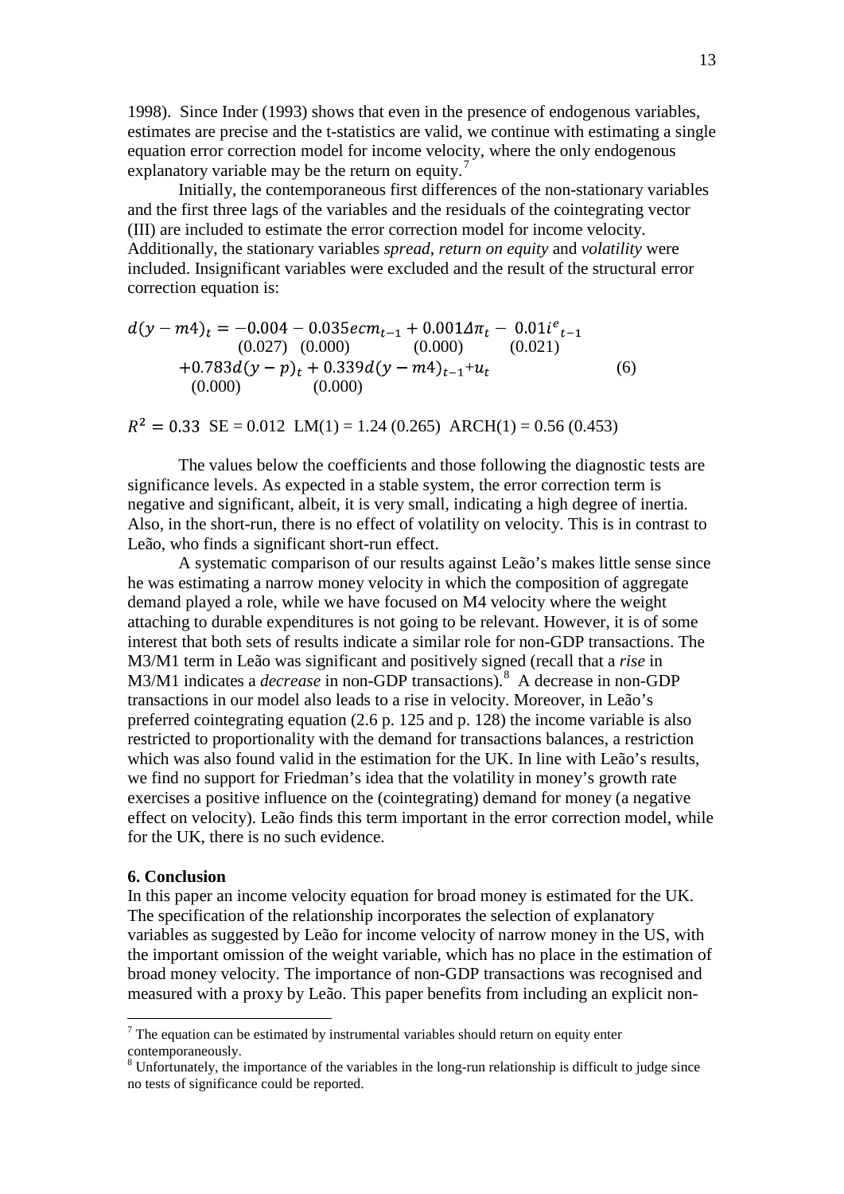1998). Since Inder (1993) shows that even in the presence of endogenous variables, estimates are precise and the t-statistics are valid, we continue with estimating a single equation error correction model for income velocity, where the only endogenous explanatory variable may be the return on equity.[7]

Initially, the contemporaneous first differences of the non-stationary variables and the first three lags of the variables and the residuals of the cointegrating vector (III) are included to estimate the error correction model for income velocity. Additionally, the stationary variables *spread*, *return on equity* and *volatility* were included. Insignificant variables were excluded and the result of the structural error correction equation is:

$$
\begin{aligned}
d(y-m4)_t = & \underset{(0.027)}{-0.004} - \underset{(0.000)}{0.035} ecm_{t-1} + \underset{(0.000)}{0.001} \Delta\pi_t - \underset{(0.021)}{0.01} i^e{}_{t-1} \\
& + \underset{(0.000)}{0.783} d(y-p)_t + \underset{(0.000)}{0.339} d(y-m4)_{t-1} + u_t \qquad (6)
\end{aligned}
$$

$R^2 = 0.33$ SE = 0.012 LM(1) = 1.24 (0.265) ARCH(1) = 0.56 (0.453)

The values below the coefficients and those following the diagnostic tests are significance levels. As expected in a stable system, the error correction term is negative and significant, albeit, it is very small, indicating a high degree of inertia. Also, in the short-run, there is no effect of volatility on velocity. This is in contrast to Leão, who finds a significant short-run effect.

A systematic comparison of our results against Leão's makes little sense since he was estimating a narrow money velocity in which the composition of aggregate demand played a role, while we have focused on M4 velocity where the weight attaching to durable expenditures is not going to be relevant. However, it is of some interest that both sets of results indicate a similar role for non-GDP transactions. The M3/M1 term in Leão was significant and positively signed (recall that a *rise* in M3/M1 indicates a *decrease* in non-GDP transactions).[8] A decrease in non-GDP transactions in our model also leads to a rise in velocity. Moreover, in Leão's preferred cointegrating equation (2.6 p. 125 and p. 128) the income variable is also restricted to proportionality with the demand for transactions balances, a restriction which was also found valid in the estimation for the UK. In line with Leão's results, we find no support for Friedman's idea that the volatility in money's growth rate exercises a positive influence on the (cointegrating) demand for money (a negative effect on velocity). Leão finds this term important in the error correction model, while for the UK, there is no such evidence.

## 6. Conclusion

In this paper an income velocity equation for broad money is estimated for the UK. The specification of the relationship incorporates the selection of explanatory variables as suggested by Leão for income velocity of narrow money in the US, with the important omission of the weight variable, which has no place in the estimation of broad money velocity. The importance of non-GDP transactions was recognised and measured with a proxy by Leão. This paper benefits from including an explicit non-

[7] The equation can be estimated by instrumental variables should return on equity enter contemporaneously.

[8] Unfortunately, the importance of the variables in the long-run relationship is difficult to judge since no tests of significance could be reported.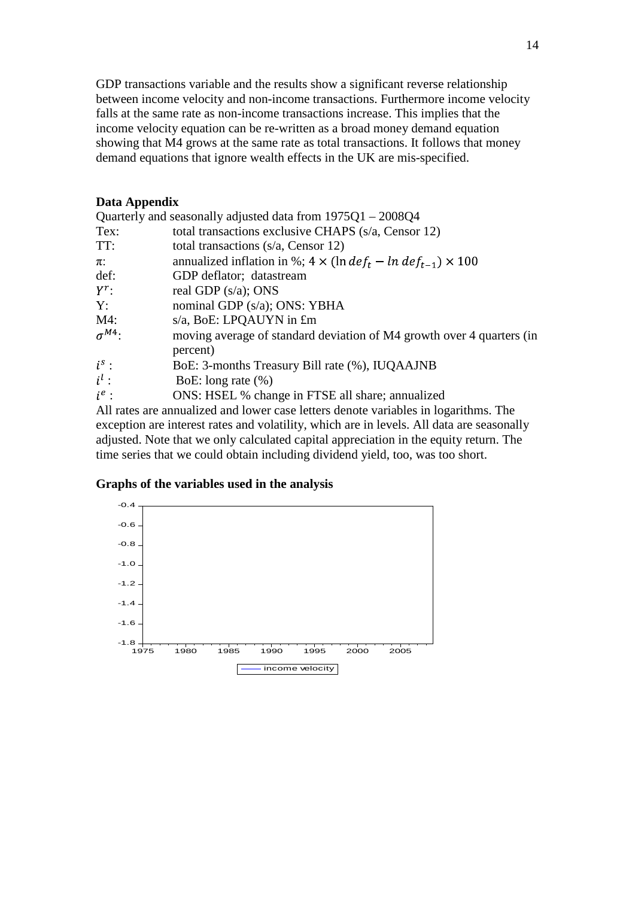GDP transactions variable and the results show a significant reverse relationship between income velocity and non-income transactions. Furthermore income velocity falls at the same rate as non-income transactions increase. This implies that the income velocity equation can be re-written as a broad money demand equation showing that M4 grows at the same rate as total transactions. It follows that money demand equations that ignore wealth effects in the UK are mis-specified.

**Data Appendix**

Quarterly and seasonally adjusted data from 1975Q1 – 2008Q4

| | |
|---|---|
| Tex: | total transactions exclusive CHAPS (s/a, Censor 12) |
| TT: | total transactions (s/a, Censor 12) |
| $\pi$: | annualized inflation in %; $4 \times (\ln def_t - \ln def_{t-1}) \times 100$ |
| def: | GDP deflator; datastream |
| $Y^r$: | real GDP (s/a); ONS |
| Y: | nominal GDP (s/a); ONS: YBHA |
| M4: | s/a, BoE: LPQAUYN in £m |
| $\sigma^{M4}$: | moving average of standard deviation of M4 growth over 4 quarters (in percent) |
| $i^s$ : | BoE: 3-months Treasury Bill rate (%), IUQAAJNB |
| $i^l$ : | BoE: long rate (%) |
| $i^e$ : | ONS: HSEL % change in FTSE all share; annualized |

All rates are annualized and lower case letters denote variables in logarithms. The exception are interest rates and volatility, which are in levels. All data are seasonally adjusted. Note that we only calculated capital appreciation in the equity return. The time series that we could obtain including dividend yield, too, was too short.

**Graphs of the variables used in the analysis**

-0.4
-0.6
-0.8
-1.0
-1.2
-1.4
-1.6
-1.8

1975 1980 1985 1990 1995 2000 2005

—— income velocity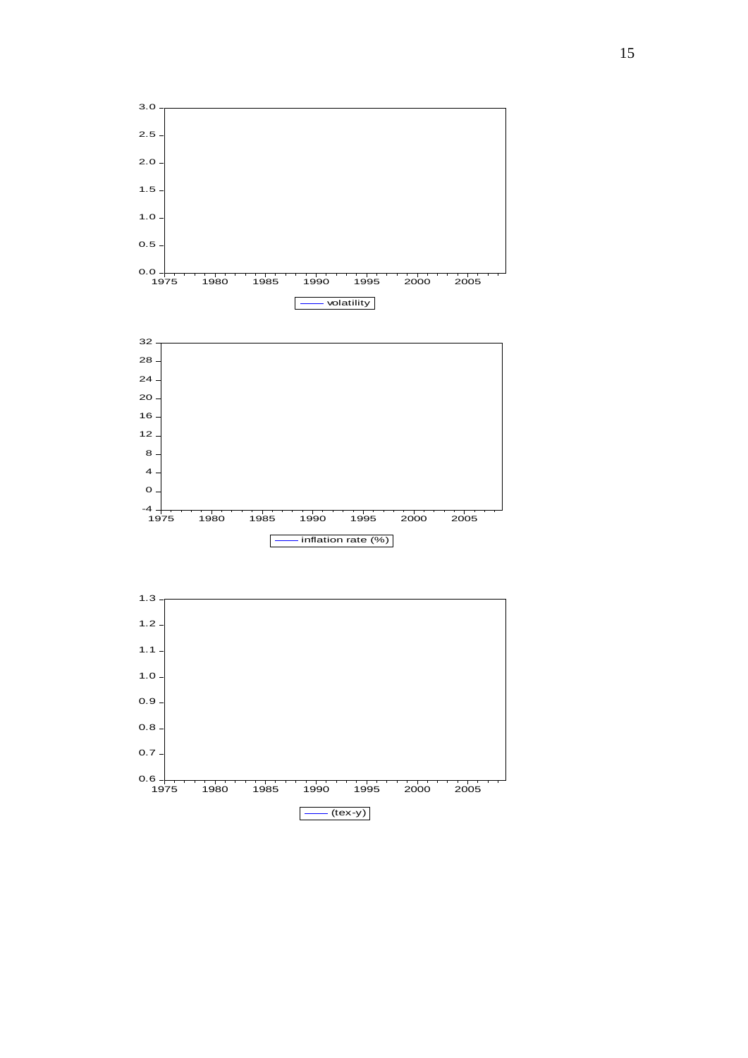volatility

inflation rate (%)

(tex-y)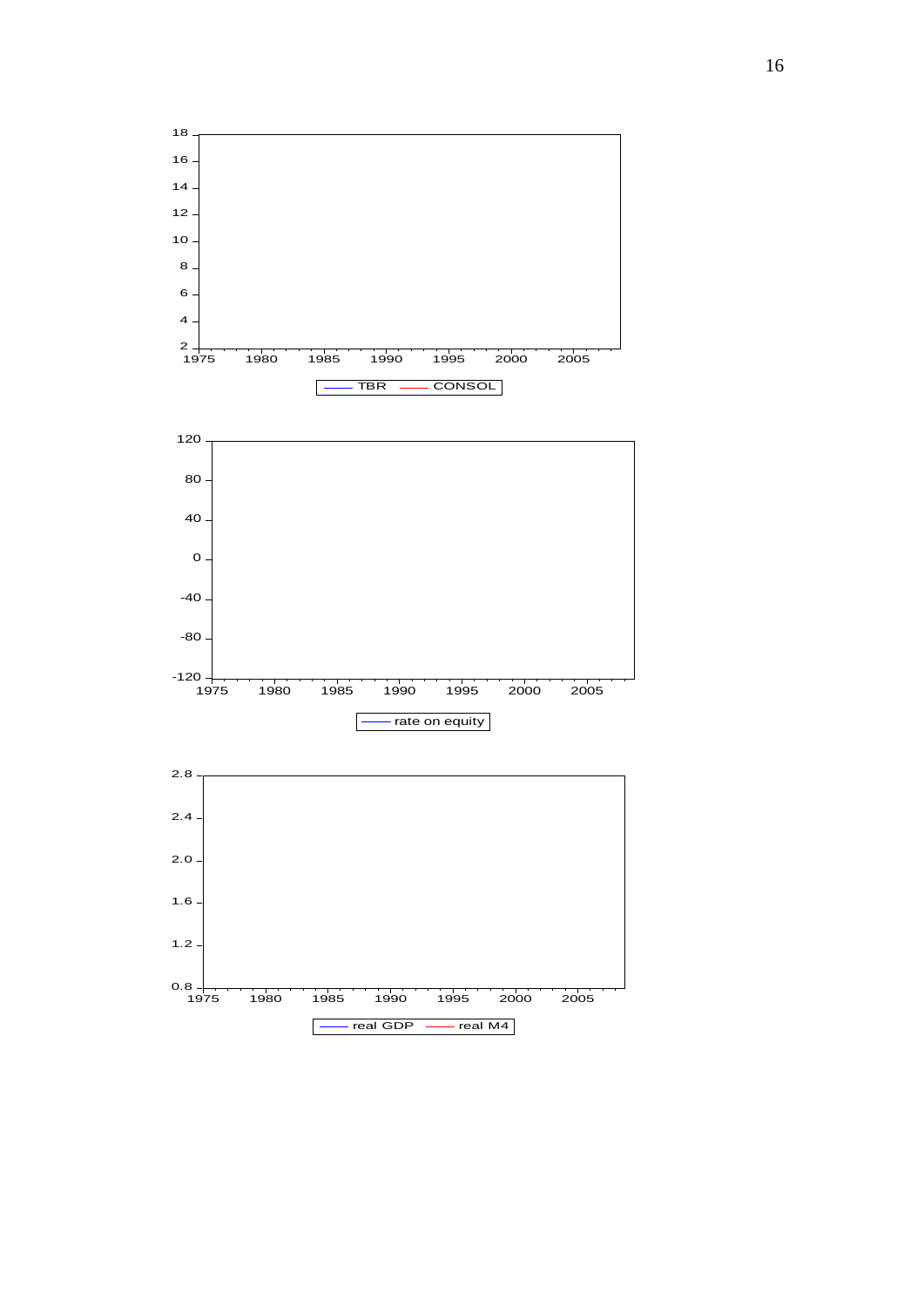18
16
14
12
10
8
6
4
2

1975 1980 1985 1990 1995 2000 2005

TBR CONSOL

120
80
40
0
-40
-80
-120

1975 1980 1985 1990 1995 2000 2005

rate on equity

2.8
2.4
2.0
1.6
1.2
0.8

1975 1980 1985 1990 1995 2000 2005

real GDP real M4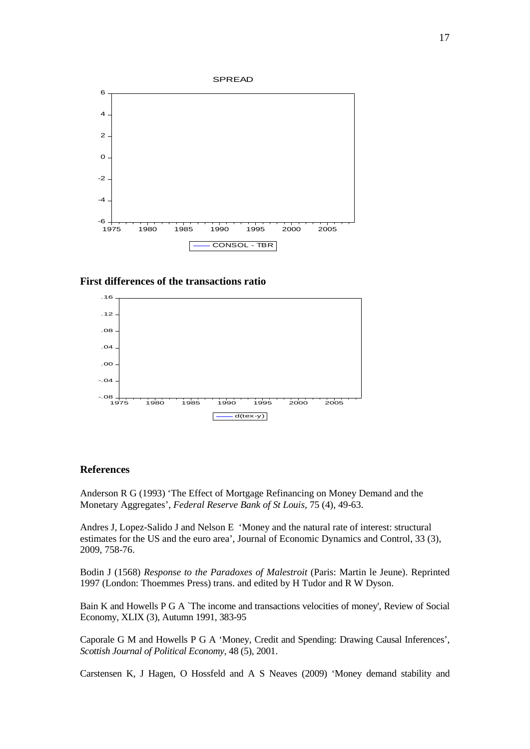SPREAD

6 | 4 | 2 | 0 | -2 | -4 | -6

1975 1980 1985 1990 1995 2000 2005

CONSOL - TBR

**First differences of the transactions ratio**

.16 | .12 | .08 | .04 | .00 | -.04 | -.08

1975 1980 1985 1990 1995 2000 2005

d(tex-y)

## References

Anderson R G (1993) 'The Effect of Mortgage Refinancing on Money Demand and the Monetary Aggregates', *Federal Reserve Bank of St Louis*, 75 (4), 49-63.

Andres J, Lopez-Salido J and Nelson E 'Money and the natural rate of interest: structural estimates for the US and the euro area', Journal of Economic Dynamics and Control, 33 (3), 2009, 758-76.

Bodin J (1568) *Response to the Paradoxes of Malestroit* (Paris: Martin le Jeune). Reprinted 1997 (London: Thoemmes Press) trans. and edited by H Tudor and R W Dyson.

Bain K and Howells P G A `The income and transactions velocities of money', Review of Social Economy, XLIX (3), Autumn 1991, 383-95

Caporale G M and Howells P G A 'Money, Credit and Spending: Drawing Causal Inferences', *Scottish Journal of Political Economy*, 48 (5), 2001.

Carstensen K, J Hagen, O Hossfeld and A S Neaves (2009) 'Money demand stability and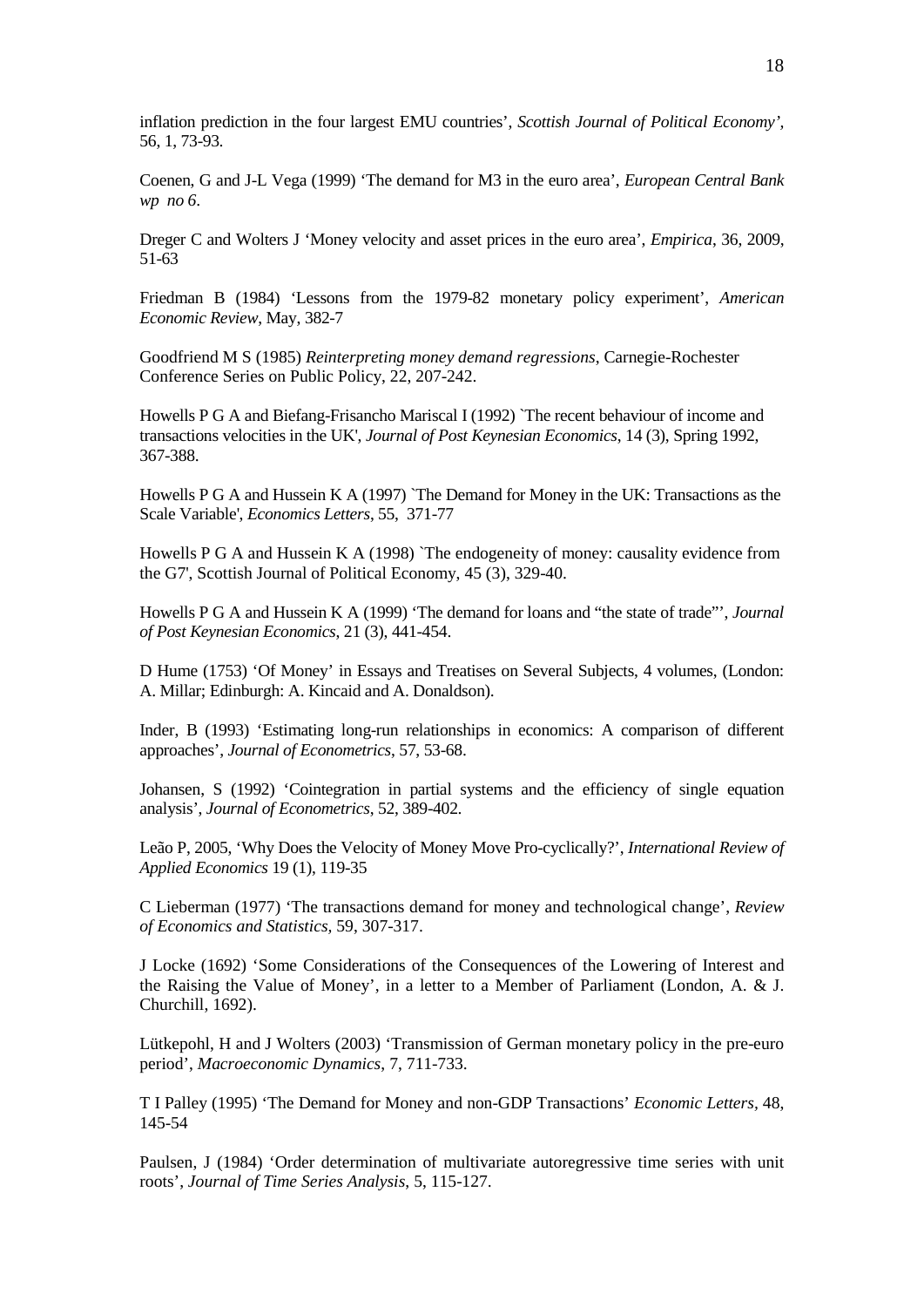inflation prediction in the four largest EMU countries', *Scottish Journal of Political Economy'*, 56, 1, 73-93.

Coenen, G and J-L Vega (1999) 'The demand for M3 in the euro area', *European Central Bank wp no 6*.

Dreger C and Wolters J 'Money velocity and asset prices in the euro area', *Empirica*, 36, 2009, 51-63

Friedman B (1984) 'Lessons from the 1979-82 monetary policy experiment', *American Economic Review*, May, 382-7

Goodfriend M S (1985) *Reinterpreting money demand regressions*, Carnegie-Rochester Conference Series on Public Policy, 22, 207-242.

Howells P G A and Biefang-Frisancho Mariscal I (1992) `The recent behaviour of income and transactions velocities in the UK', *Journal of Post Keynesian Economics*, 14 (3), Spring 1992, 367-388.

Howells P G A and Hussein K A (1997) `The Demand for Money in the UK: Transactions as the Scale Variable', *Economics Letters*, 55, 371-77

Howells P G A and Hussein K A (1998) `The endogeneity of money: causality evidence from the G7', Scottish Journal of Political Economy, 45 (3), 329-40.

Howells P G A and Hussein K A (1999) 'The demand for loans and "the state of trade"', *Journal of Post Keynesian Economics*, 21 (3), 441-454.

D Hume (1753) 'Of Money' in Essays and Treatises on Several Subjects, 4 volumes, (London: A. Millar; Edinburgh: A. Kincaid and A. Donaldson).

Inder, B (1993) 'Estimating long-run relationships in economics: A comparison of different approaches', *Journal of Econometrics*, 57, 53-68.

Johansen, S (1992) 'Cointegration in partial systems and the efficiency of single equation analysis', *Journal of Econometrics*, 52, 389-402.

Leão P, 2005, 'Why Does the Velocity of Money Move Pro-cyclically?', *International Review of Applied Economics* 19 (1), 119-35

C Lieberman (1977) 'The transactions demand for money and technological change', *Review of Economics and Statistics*, 59, 307-317.

J Locke (1692) 'Some Considerations of the Consequences of the Lowering of Interest and the Raising the Value of Money', in a letter to a Member of Parliament (London, A. & J. Churchill, 1692).

Lütkepohl, H and J Wolters (2003) 'Transmission of German monetary policy in the pre-euro period', *Macroeconomic Dynamics*, 7, 711-733.

T I Palley (1995) 'The Demand for Money and non-GDP Transactions' *Economic Letters*, 48, 145-54

Paulsen, J (1984) 'Order determination of multivariate autoregressive time series with unit roots', *Journal of Time Series Analysis*, 5, 115-127.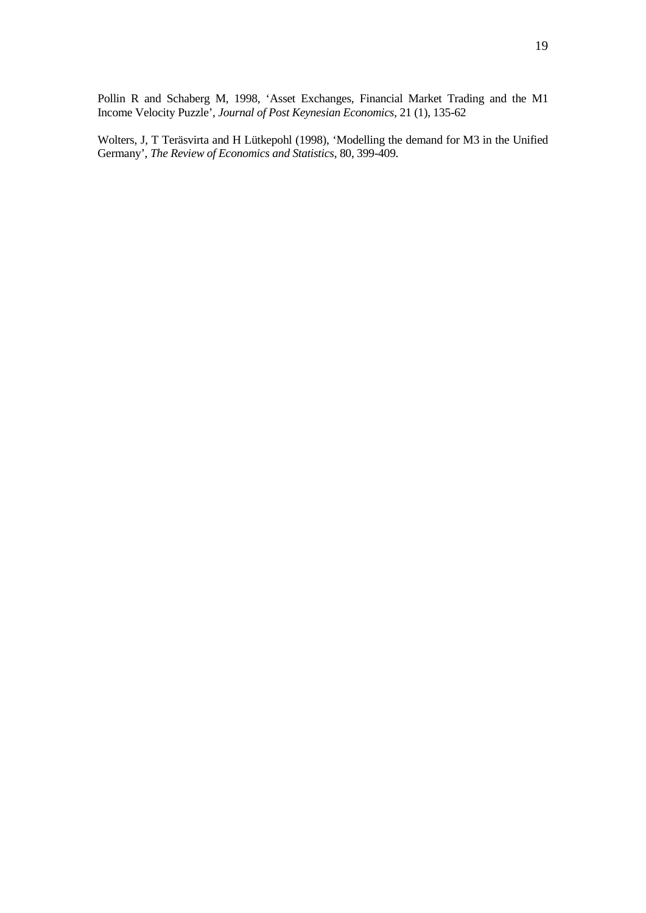Pollin R and Schaberg M, 1998, 'Asset Exchanges, Financial Market Trading and the M1 Income Velocity Puzzle', *Journal of Post Keynesian Economics*, 21 (1), 135-62

Wolters, J, T Teräsvirta and H Lütkepohl (1998), 'Modelling the demand for M3 in the Unified Germany', *The Review of Economics and Statistics*, 80, 399-409.